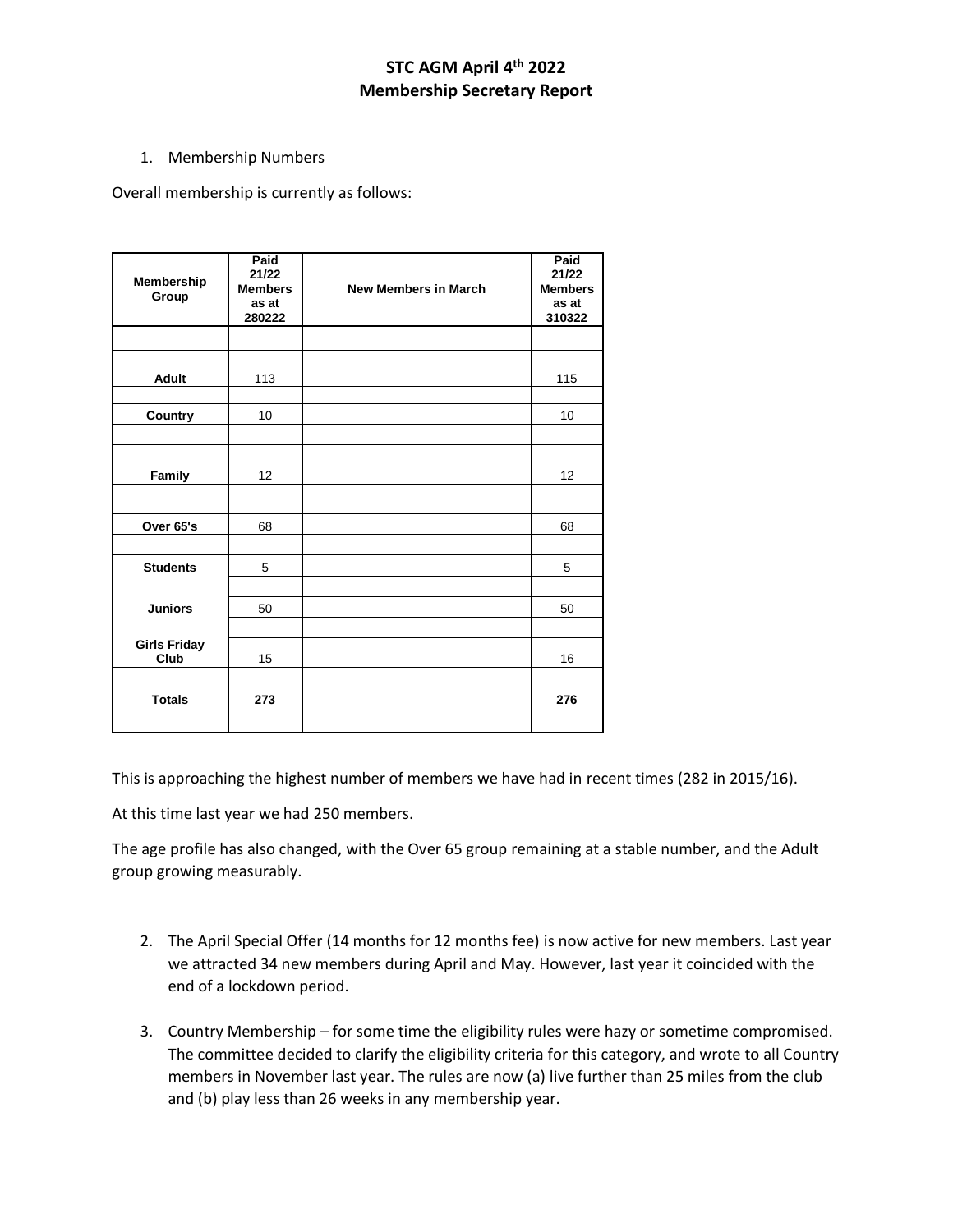# STC AGM April 4th 2022
## Membership Secretary Report

1. Membership Numbers

Overall membership is currently as follows:

| Membership Group | Paid 21/22 Members as at 280222 | New Members in March | Paid 21/22 Members as at 310322 |
|---|---|---|---|
| | | | |
| **Adult** | 113 | | 115 |
| **Country** | 10 | | 10 |
| **Family** | 12 | | 12 |
| **Over 65's** | 68 | | 68 |
| **Students** | 5 | | 5 |
| **Juniors** | 50 | | 50 |
| **Girls Friday Club** | 15 | | 16 |
| **Totals** | **273** | | **276** |

This is approaching the highest number of members we have had in recent times (282 in 2015/16).

At this time last year we had 250 members.

The age profile has also changed, with the Over 65 group remaining at a stable number, and the Adult group growing measurably.

2. The April Special Offer (14 months for 12 months fee) is now active for new members. Last year we attracted 34 new members during April and May. However, last year it coincided with the end of a lockdown period.

3. Country Membership – for some time the eligibility rules were hazy or sometime compromised. The committee decided to clarify the eligibility criteria for this category, and wrote to all Country members in November last year. The rules are now (a) live further than 25 miles from the club and (b) play less than 26 weeks in any membership year.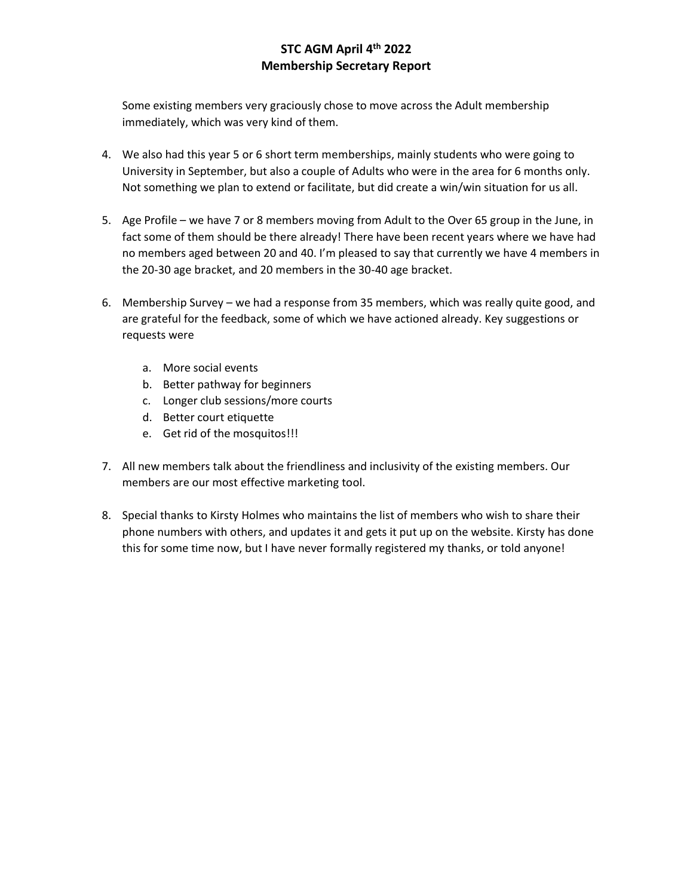Some existing members very graciously chose to move across the Adult membership immediately, which was very kind of them.

4. We also had this year 5 or 6 short term memberships, mainly students who were going to University in September, but also a couple of Adults who were in the area for 6 months only. Not something we plan to extend or facilitate, but did create a win/win situation for us all.

5. Age Profile – we have 7 or 8 members moving from Adult to the Over 65 group in the June, in fact some of them should be there already! There have been recent years where we have had no members aged between 20 and 40. I'm pleased to say that currently we have 4 members in the 20-30 age bracket, and 20 members in the 30-40 age bracket.

6. Membership Survey – we had a response from 35 members, which was really quite good, and are grateful for the feedback, some of which we have actioned already. Key suggestions or requests were

    a. More social events
    b. Better pathway for beginners
    c. Longer club sessions/more courts
    d. Better court etiquette
    e. Get rid of the mosquitos!!!

7. All new members talk about the friendliness and inclusivity of the existing members. Our members are our most effective marketing tool.

8. Special thanks to Kirsty Holmes who maintains the list of members who wish to share their phone numbers with others, and updates it and gets it put up on the website. Kirsty has done this for some time now, but I have never formally registered my thanks, or told anyone!